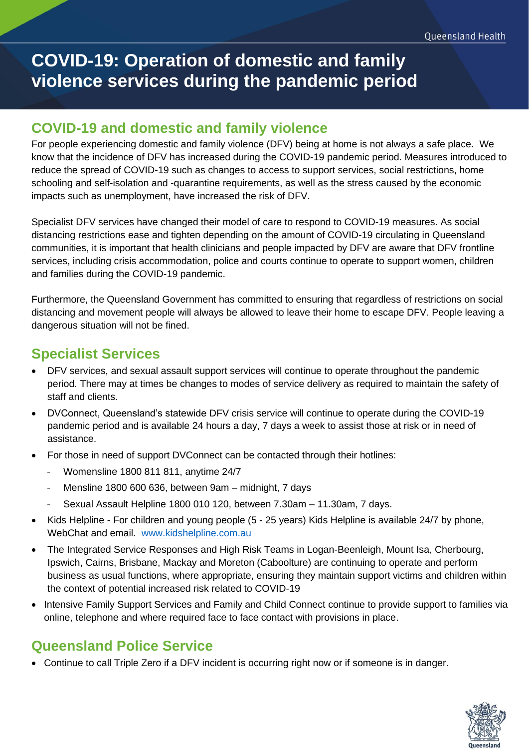# COVID-19: Operation of domestic and family violence services during the pandemic period

## COVID-19 and domestic and family violence

For people experiencing domestic and family violence (DFV) being at home is not always a safe place. We know that the incidence of DFV has increased during the COVID-19 pandemic period. Measures introduced to reduce the spread of COVID-19 such as changes to access to support services, social restrictions, home schooling and self-isolation and -quarantine requirements, as well as the stress caused by the economic impacts such as unemployment, have increased the risk of DFV.

Specialist DFV services have changed their model of care to respond to COVID-19 measures. As social distancing restrictions ease and tighten depending on the amount of COVID-19 circulating in Queensland communities, it is important that health clinicians and people impacted by DFV are aware that DFV frontline services, including crisis accommodation, police and courts continue to operate to support women, children and families during the COVID-19 pandemic.

Furthermore, the Queensland Government has committed to ensuring that regardless of restrictions on social distancing and movement people will always be allowed to leave their home to escape DFV. People leaving a dangerous situation will not be fined.

## Specialist Services

- DFV services, and sexual assault support services will continue to operate throughout the pandemic period. There may at times be changes to modes of service delivery as required to maintain the safety of staff and clients.
- DVConnect, Queensland's statewide DFV crisis service will continue to operate during the COVID-19 pandemic period and is available 24 hours a day, 7 days a week to assist those at risk or in need of assistance.
- For those in need of support DVConnect can be contacted through their hotlines:
  - Womensline 1800 811 811, anytime 24/7
  - Mensline 1800 600 636, between 9am – midnight, 7 days
  - Sexual Assault Helpline 1800 010 120, between 7.30am – 11.30am, 7 days.
- Kids Helpline - For children and young people (5 - 25 years) Kids Helpline is available 24/7 by phone, WebChat and email. www.kidshelpline.com.au
- The Integrated Service Responses and High Risk Teams in Logan-Beenleigh, Mount Isa, Cherbourg, Ipswich, Cairns, Brisbane, Mackay and Moreton (Caboolture) are continuing to operate and perform business as usual functions, where appropriate, ensuring they maintain support victims and children within the context of potential increased risk related to COVID-19
- Intensive Family Support Services and Family and Child Connect continue to provide support to families via online, telephone and where required face to face contact with provisions in place.

## Queensland Police Service

- Continue to call Triple Zero if a DFV incident is occurring right now or if someone is in danger.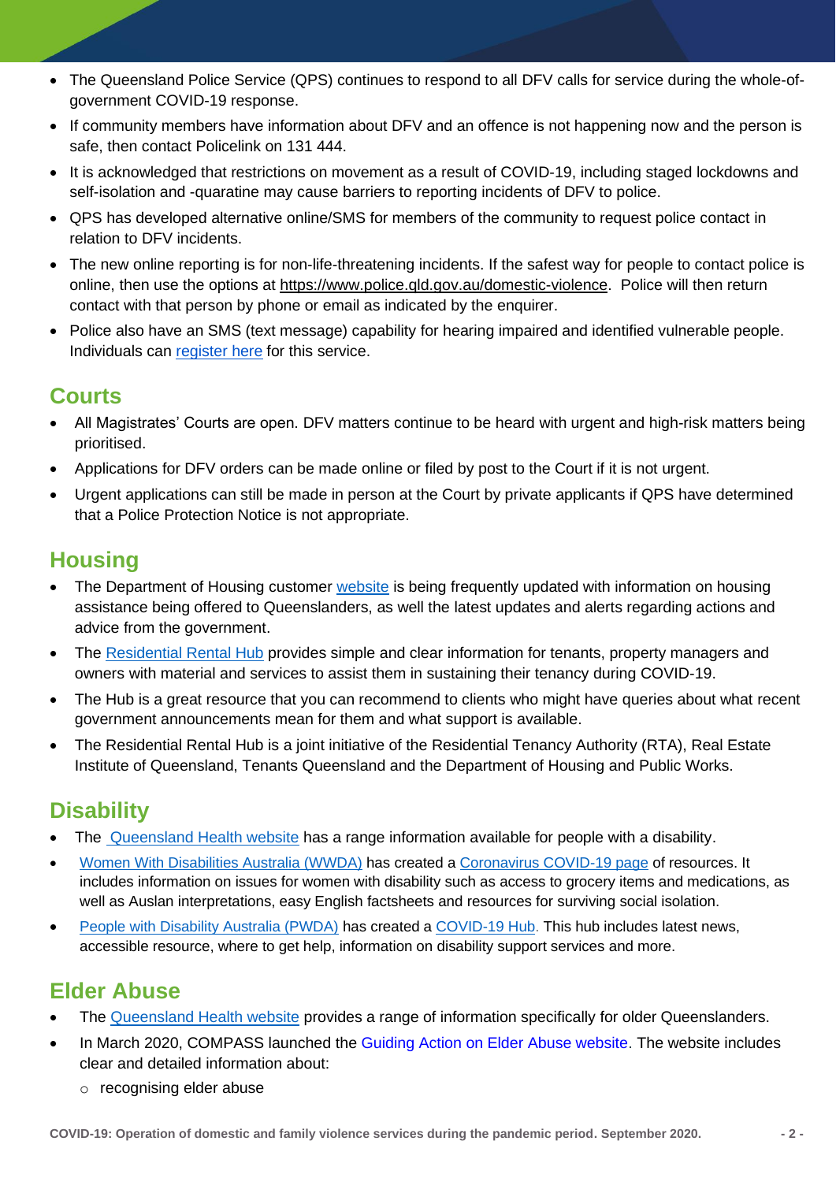- The Queensland Police Service (QPS) continues to respond to all DFV calls for service during the whole-of-government COVID-19 response.
- If community members have information about DFV and an offence is not happening now and the person is safe, then contact Policelink on 131 444.
- It is acknowledged that restrictions on movement as a result of COVID-19, including staged lockdowns and self-isolation and -quaratine may cause barriers to reporting incidents of DFV to police.
- QPS has developed alternative online/SMS for members of the community to request police contact in relation to DFV incidents.
- The new online reporting is for non-life-threatening incidents. If the safest way for people to contact police is online, then use the options at https://www.police.qld.gov.au/domestic-violence. Police will then return contact with that person by phone or email as indicated by the enquirer.
- Police also have an SMS (text message) capability for hearing impaired and identified vulnerable people. Individuals can register here for this service.

## Courts

- All Magistrates' Courts are open. DFV matters continue to be heard with urgent and high-risk matters being prioritised.
- Applications for DFV orders can be made online or filed by post to the Court if it is not urgent.
- Urgent applications can still be made in person at the Court by private applicants if QPS have determined that a Police Protection Notice is not appropriate.

## Housing

- The Department of Housing customer website is being frequently updated with information on housing assistance being offered to Queenslanders, as well the latest updates and alerts regarding actions and advice from the government.
- The Residential Rental Hub provides simple and clear information for tenants, property managers and owners with material and services to assist them in sustaining their tenancy during COVID-19.
- The Hub is a great resource that you can recommend to clients who might have queries about what recent government announcements mean for them and what support is available.
- The Residential Rental Hub is a joint initiative of the Residential Tenancy Authority (RTA), Real Estate Institute of Queensland, Tenants Queensland and the Department of Housing and Public Works.

## Disability

- The Queensland Health website has a range information available for people with a disability.
- Women With Disabilities Australia (WWDA) has created a Coronavirus COVID-19 page of resources. It includes information on issues for women with disability such as access to grocery items and medications, as well as Auslan interpretations, easy English factsheets and resources for surviving social isolation.
- People with Disability Australia (PWDA) has created a COVID-19 Hub. This hub includes latest news, accessible resource, where to get help, information on disability support services and more.

## Elder Abuse

- The Queensland Health website provides a range of information specifically for older Queenslanders.
- In March 2020, COMPASS launched the Guiding Action on Elder Abuse website. The website includes clear and detailed information about:
  - recognising elder abuse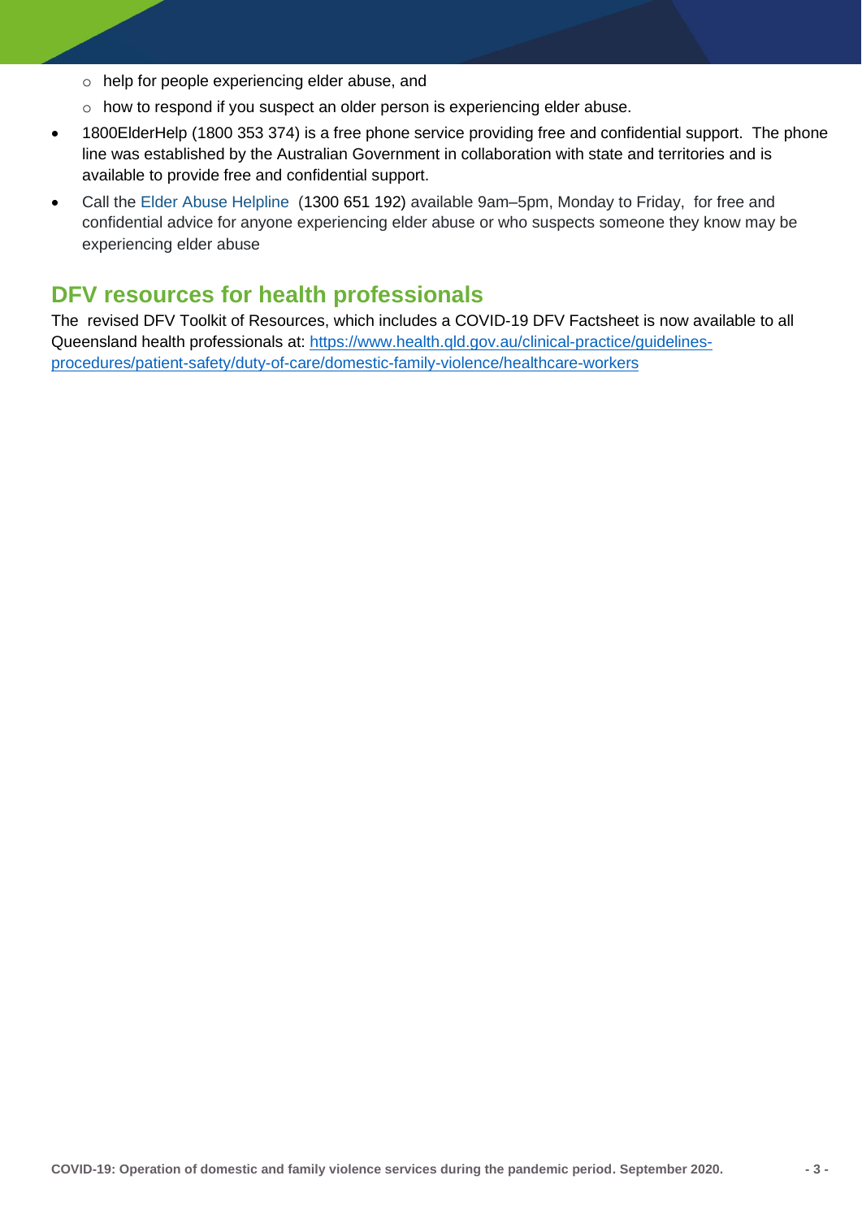- help for people experiencing elder abuse, and
  - how to respond if you suspect an older person is experiencing elder abuse.
- 1800ElderHelp (1800 353 374) is a free phone service providing free and confidential support. The phone line was established by the Australian Government in collaboration with state and territories and is available to provide free and confidential support.
- Call the Elder Abuse Helpline (1300 651 192) available 9am–5pm, Monday to Friday, for free and confidential advice for anyone experiencing elder abuse or who suspects someone they know may be experiencing elder abuse

## DFV resources for health professionals

The revised DFV Toolkit of Resources, which includes a COVID-19 DFV Factsheet is now available to all Queensland health professionals at: https://www.health.qld.gov.au/clinical-practice/guidelines-procedures/patient-safety/duty-of-care/domestic-family-violence/healthcare-workers